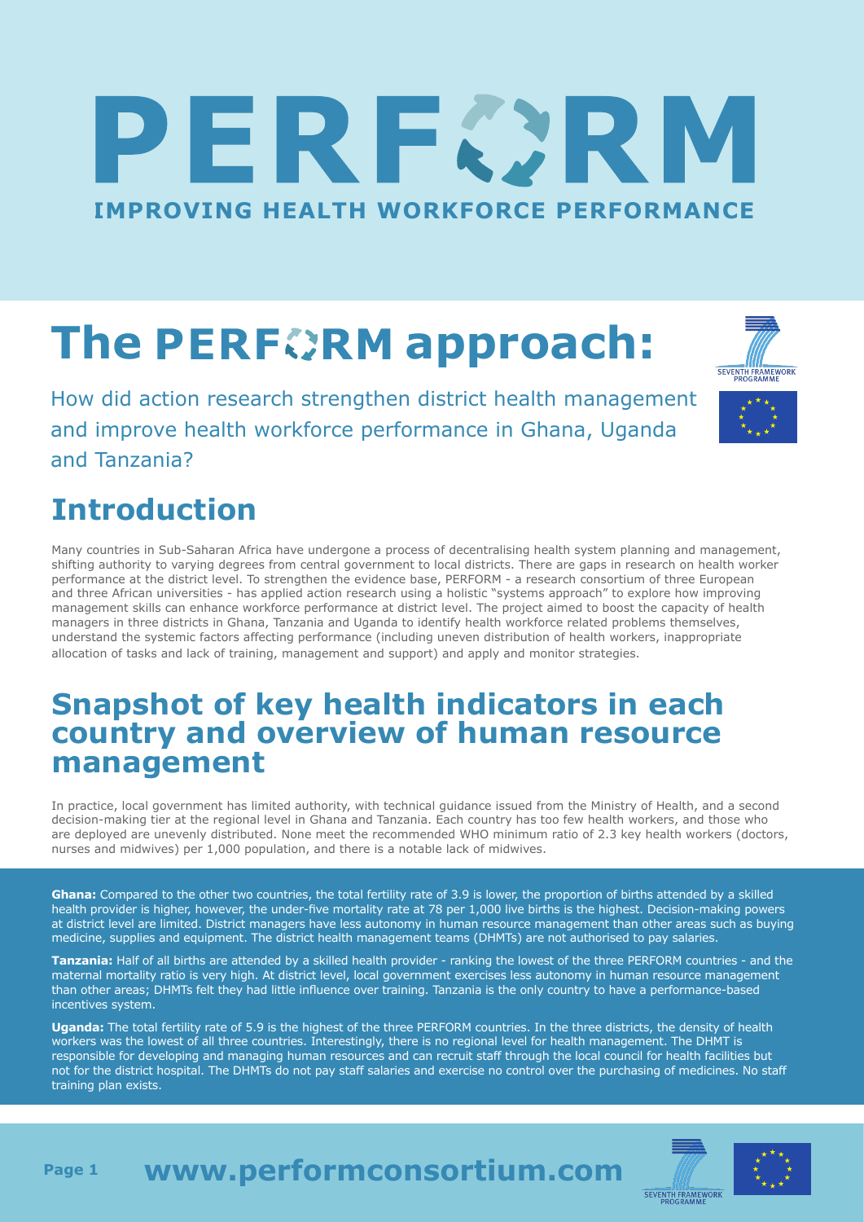# PERFORM

**IMPROVING HEALTH WORKFORCE PERFORMANCE**

# The PERFORM approach:

How did action research strengthen district health management and improve health workforce performance in Ghana, Uganda and Tanzania?

## Introduction

Many countries in Sub-Saharan Africa have undergone a process of decentralising health system planning and management, shifting authority to varying degrees from central government to local districts. There are gaps in research on health worker performance at the district level. To strengthen the evidence base, PERFORM - a research consortium of three European and three African universities - has applied action research using a holistic "systems approach" to explore how improving management skills can enhance workforce performance at district level. The project aimed to boost the capacity of health managers in three districts in Ghana, Tanzania and Uganda to identify health workforce related problems themselves, understand the systemic factors affecting performance (including uneven distribution of health workers, inappropriate allocation of tasks and lack of training, management and support) and apply and monitor strategies.

## Snapshot of key health indicators in each country and overview of human resource management

In practice, local government has limited authority, with technical guidance issued from the Ministry of Health, and a second decision-making tier at the regional level in Ghana and Tanzania. Each country has too few health workers, and those who are deployed are unevenly distributed. None meet the recommended WHO minimum ratio of 2.3 key health workers (doctors, nurses and midwives) per 1,000 population, and there is a notable lack of midwives.

**Ghana:** Compared to the other two countries, the total fertility rate of 3.9 is lower, the proportion of births attended by a skilled health provider is higher, however, the under-five mortality rate at 78 per 1,000 live births is the highest. Decision-making powers at district level are limited. District managers have less autonomy in human resource management than other areas such as buying medicine, supplies and equipment. The district health management teams (DHMTs) are not authorised to pay salaries.

**Tanzania:** Half of all births are attended by a skilled health provider - ranking the lowest of the three PERFORM countries - and the maternal mortality ratio is very high. At district level, local government exercises less autonomy in human resource management than other areas; DHMTs felt they had little influence over training. Tanzania is the only country to have a performance-based incentives system.

**Uganda:** The total fertility rate of 5.9 is the highest of the three PERFORM countries. In the three districts, the density of health workers was the lowest of all three countries. Interestingly, there is no regional level for health management. The DHMT is responsible for developing and managing human resources and can recruit staff through the local council for health facilities but not for the district hospital. The DHMTs do not pay staff salaries and exercise no control over the purchasing of medicines. No staff training plan exists.

**www.performconsortium.com**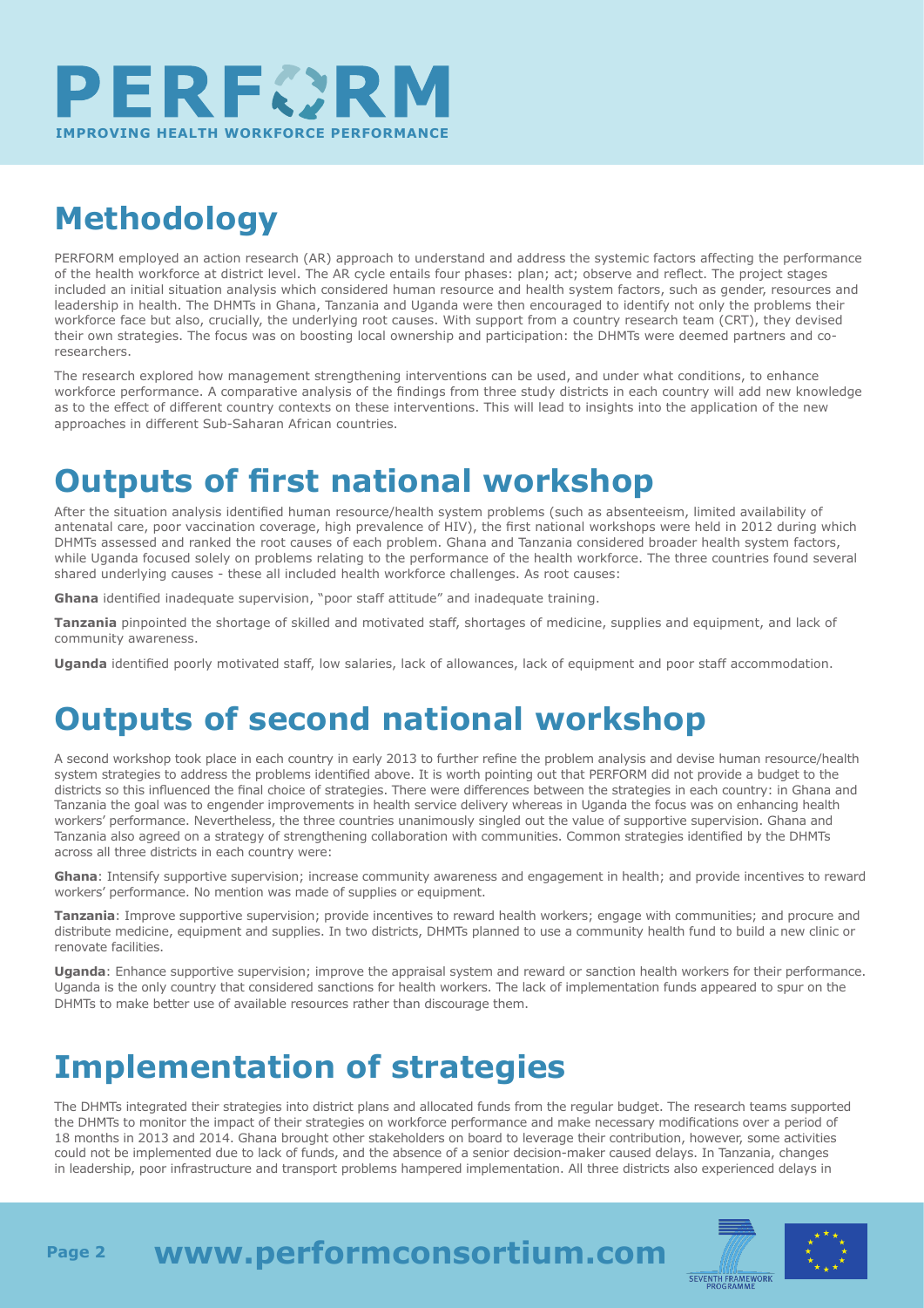# Methodology

PERFORM employed an action research (AR) approach to understand and address the systemic factors affecting the performance of the health workforce at district level. The AR cycle entails four phases: plan; act; observe and reflect. The project stages included an initial situation analysis which considered human resource and health system factors, such as gender, resources and leadership in health. The DHMTs in Ghana, Tanzania and Uganda were then encouraged to identify not only the problems their workforce face but also, crucially, the underlying root causes. With support from a country research team (CRT), they devised their own strategies. The focus was on boosting local ownership and participation: the DHMTs were deemed partners and co-researchers.

The research explored how management strengthening interventions can be used, and under what conditions, to enhance workforce performance. A comparative analysis of the findings from three study districts in each country will add new knowledge as to the effect of different country contexts on these interventions. This will lead to insights into the application of the new approaches in different Sub-Saharan African countries.

# Outputs of first national workshop

After the situation analysis identified human resource/health system problems (such as absenteeism, limited availability of antenatal care, poor vaccination coverage, high prevalence of HIV), the first national workshops were held in 2012 during which DHMTs assessed and ranked the root causes of each problem. Ghana and Tanzania considered broader health system factors, while Uganda focused solely on problems relating to the performance of the health workforce. The three countries found several shared underlying causes - these all included health workforce challenges. As root causes:

**Ghana** identified inadequate supervision, "poor staff attitude" and inadequate training.

**Tanzania** pinpointed the shortage of skilled and motivated staff, shortages of medicine, supplies and equipment, and lack of community awareness.

**Uganda** identified poorly motivated staff, low salaries, lack of allowances, lack of equipment and poor staff accommodation.

# Outputs of second national workshop

A second workshop took place in each country in early 2013 to further refine the problem analysis and devise human resource/health system strategies to address the problems identified above. It is worth pointing out that PERFORM did not provide a budget to the districts so this influenced the final choice of strategies. There were differences between the strategies in each country: in Ghana and Tanzania the goal was to engender improvements in health service delivery whereas in Uganda the focus was on enhancing health workers' performance. Nevertheless, the three countries unanimously singled out the value of supportive supervision. Ghana and Tanzania also agreed on a strategy of strengthening collaboration with communities. Common strategies identified by the DHMTs across all three districts in each country were:

**Ghana**: Intensify supportive supervision; increase community awareness and engagement in health; and provide incentives to reward workers' performance. No mention was made of supplies or equipment.

**Tanzania**: Improve supportive supervision; provide incentives to reward health workers; engage with communities; and procure and distribute medicine, equipment and supplies. In two districts, DHMTs planned to use a community health fund to build a new clinic or renovate facilities.

**Uganda**: Enhance supportive supervision; improve the appraisal system and reward or sanction health workers for their performance. Uganda is the only country that considered sanctions for health workers. The lack of implementation funds appeared to spur on the DHMTs to make better use of available resources rather than discourage them.

# Implementation of strategies

The DHMTs integrated their strategies into district plans and allocated funds from the regular budget. The research teams supported the DHMTs to monitor the impact of their strategies on workforce performance and make necessary modifications over a period of 18 months in 2013 and 2014. Ghana brought other stakeholders on board to leverage their contribution, however, some activities could not be implemented due to lack of funds, and the absence of a senior decision-maker caused delays. In Tanzania, changes in leadership, poor infrastructure and transport problems hampered implementation. All three districts also experienced delays in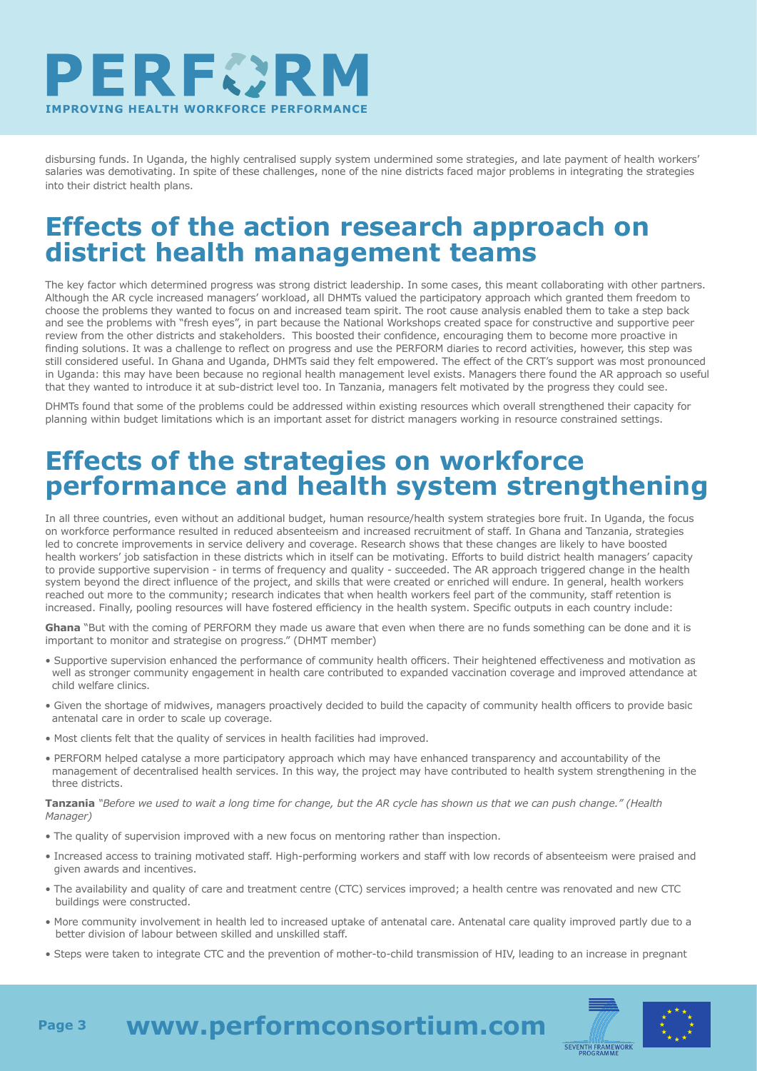disbursing funds. In Uganda, the highly centralised supply system undermined some strategies, and late payment of health workers' salaries was demotivating. In spite of these challenges, none of the nine districts faced major problems in integrating the strategies into their district health plans.

## Effects of the action research approach on district health management teams

The key factor which determined progress was strong district leadership. In some cases, this meant collaborating with other partners. Although the AR cycle increased managers' workload, all DHMTs valued the participatory approach which granted them freedom to choose the problems they wanted to focus on and increased team spirit. The root cause analysis enabled them to take a step back and see the problems with "fresh eyes", in part because the National Workshops created space for constructive and supportive peer review from the other districts and stakeholders. This boosted their confidence, encouraging them to become more proactive in finding solutions. It was a challenge to reflect on progress and use the PERFORM diaries to record activities, however, this step was still considered useful. In Ghana and Uganda, DHMTs said they felt empowered. The effect of the CRT's support was most pronounced in Uganda: this may have been because no regional health management level exists. Managers there found the AR approach so useful that they wanted to introduce it at sub-district level too. In Tanzania, managers felt motivated by the progress they could see.

DHMTs found that some of the problems could be addressed within existing resources which overall strengthened their capacity for planning within budget limitations which is an important asset for district managers working in resource constrained settings.

## Effects of the strategies on workforce performance and health system strengthening

In all three countries, even without an additional budget, human resource/health system strategies bore fruit. In Uganda, the focus on workforce performance resulted in reduced absenteeism and increased recruitment of staff. In Ghana and Tanzania, strategies led to concrete improvements in service delivery and coverage. Research shows that these changes are likely to have boosted health workers' job satisfaction in these districts which in itself can be motivating. Efforts to build district health managers' capacity to provide supportive supervision - in terms of frequency and quality - succeeded. The AR approach triggered change in the health system beyond the direct influence of the project, and skills that were created or enriched will endure. In general, health workers reached out more to the community; research indicates that when health workers feel part of the community, staff retention is increased. Finally, pooling resources will have fostered efficiency in the health system. Specific outputs in each country include:

**Ghana** "But with the coming of PERFORM they made us aware that even when there are no funds something can be done and it is important to monitor and strategise on progress." (DHMT member)

- Supportive supervision enhanced the performance of community health officers. Their heightened effectiveness and motivation as well as stronger community engagement in health care contributed to expanded vaccination coverage and improved attendance at child welfare clinics.
- Given the shortage of midwives, managers proactively decided to build the capacity of community health officers to provide basic antenatal care in order to scale up coverage.
- Most clients felt that the quality of services in health facilities had improved.
- PERFORM helped catalyse a more participatory approach which may have enhanced transparency and accountability of the management of decentralised health services. In this way, the project may have contributed to health system strengthening in the three districts.

**Tanzania** *"Before we used to wait a long time for change, but the AR cycle has shown us that we can push change." (Health Manager)*

- The quality of supervision improved with a new focus on mentoring rather than inspection.
- Increased access to training motivated staff. High-performing workers and staff with low records of absenteeism were praised and given awards and incentives.
- The availability and quality of care and treatment centre (CTC) services improved; a health centre was renovated and new CTC buildings were constructed.
- More community involvement in health led to increased uptake of antenatal care. Antenatal care quality improved partly due to a better division of labour between skilled and unskilled staff.
- Steps were taken to integrate CTC and the prevention of mother-to-child transmission of HIV, leading to an increase in pregnant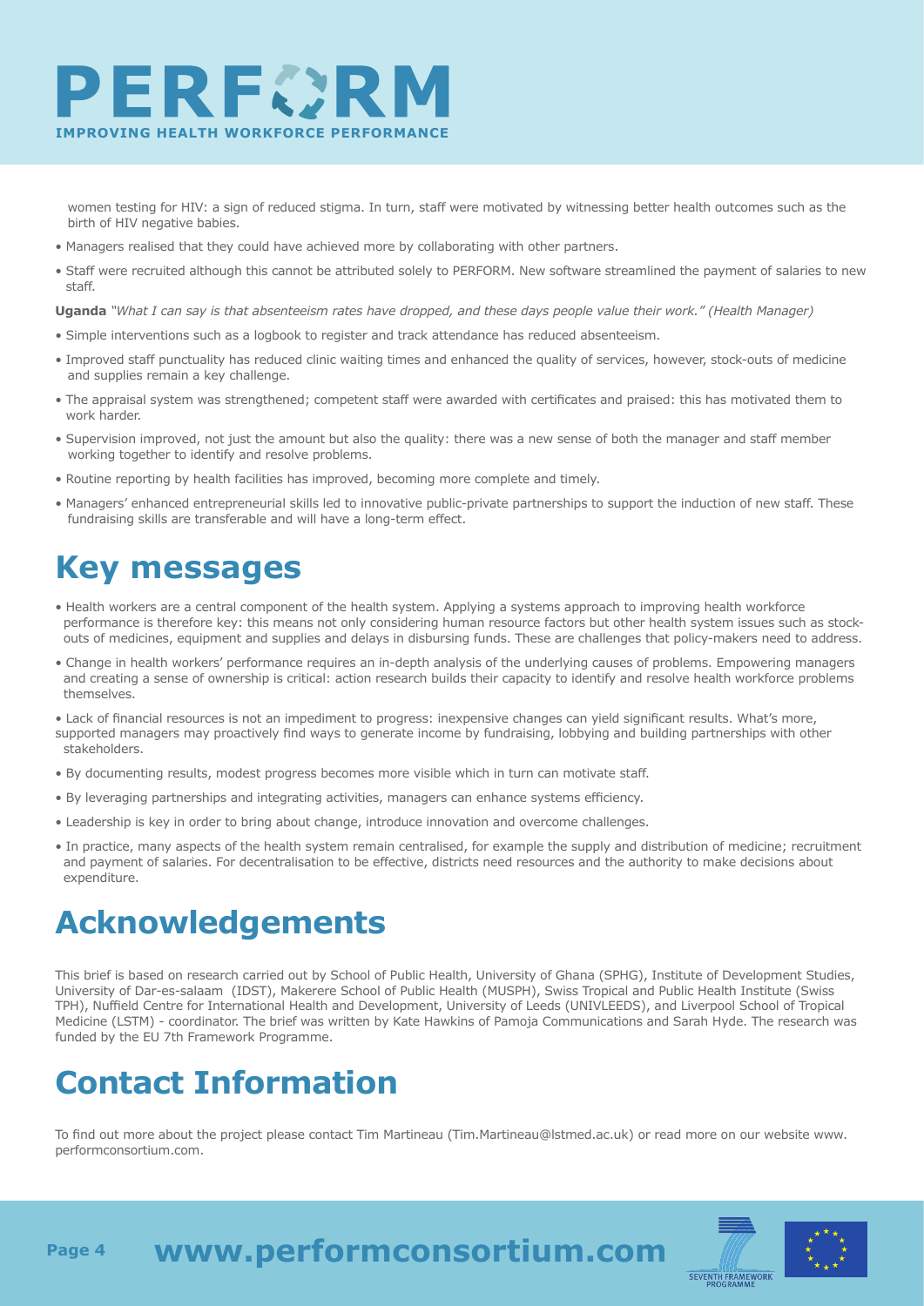women testing for HIV: a sign of reduced stigma. In turn, staff were motivated by witnessing better health outcomes such as the birth of HIV negative babies.

- Managers realised that they could have achieved more by collaborating with other partners.
- Staff were recruited although this cannot be attributed solely to PERFORM. New software streamlined the payment of salaries to new staff.

**Uganda** *"What I can say is that absenteeism rates have dropped, and these days people value their work." (Health Manager)*

- Simple interventions such as a logbook to register and track attendance has reduced absenteeism.
- Improved staff punctuality has reduced clinic waiting times and enhanced the quality of services, however, stock-outs of medicine and supplies remain a key challenge.
- The appraisal system was strengthened; competent staff were awarded with certificates and praised: this has motivated them to work harder.
- Supervision improved, not just the amount but also the quality: there was a new sense of both the manager and staff member working together to identify and resolve problems.
- Routine reporting by health facilities has improved, becoming more complete and timely.
- Managers' enhanced entrepreneurial skills led to innovative public-private partnerships to support the induction of new staff. These fundraising skills are transferable and will have a long-term effect.

# Key messages

- Health workers are a central component of the health system. Applying a systems approach to improving health workforce performance is therefore key: this means not only considering human resource factors but other health system issues such as stock-outs of medicines, equipment and supplies and delays in disbursing funds. These are challenges that policy-makers need to address.
- Change in health workers' performance requires an in-depth analysis of the underlying causes of problems. Empowering managers and creating a sense of ownership is critical: action research builds their capacity to identify and resolve health workforce problems themselves.
- Lack of financial resources is not an impediment to progress: inexpensive changes can yield significant results. What's more, supported managers may proactively find ways to generate income by fundraising, lobbying and building partnerships with other stakeholders.
- By documenting results, modest progress becomes more visible which in turn can motivate staff.
- By leveraging partnerships and integrating activities, managers can enhance systems efficiency.
- Leadership is key in order to bring about change, introduce innovation and overcome challenges.
- In practice, many aspects of the health system remain centralised, for example the supply and distribution of medicine; recruitment and payment of salaries. For decentralisation to be effective, districts need resources and the authority to make decisions about expenditure.

# Acknowledgements

This brief is based on research carried out by School of Public Health, University of Ghana (SPHG), Institute of Development Studies, University of Dar-es-salaam (IDST), Makerere School of Public Health (MUSPH), Swiss Tropical and Public Health Institute (Swiss TPH), Nuffield Centre for International Health and Development, University of Leeds (UNIVLEEDS), and Liverpool School of Tropical Medicine (LSTM) - coordinator. The brief was written by Kate Hawkins of Pamoja Communications and Sarah Hyde. The research was funded by the EU 7th Framework Programme.

# Contact Information

To find out more about the project please contact Tim Martineau (Tim.Martineau@lstmed.ac.uk) or read more on our website www.performconsortium.com.